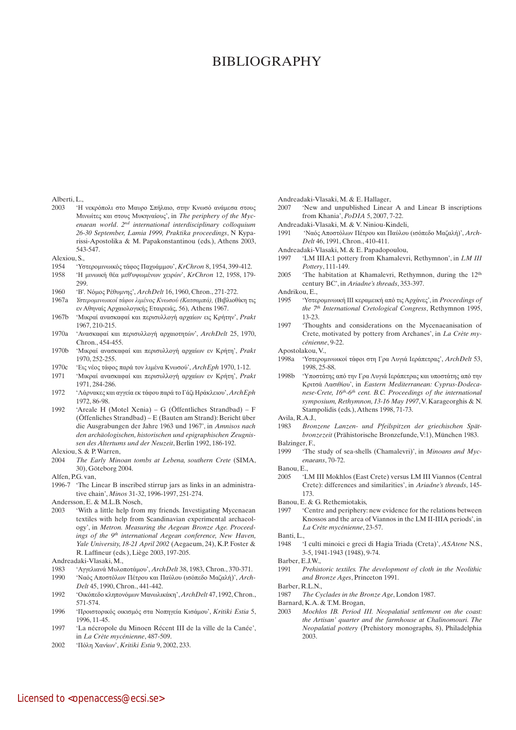# BIBLIOGRAPHY

Alberti, L.,

2003 'Η νεκρόπολη στο Μαυρο Σπήλαιο, στην Κνωσό ανάμεσα στους Μινωίτες και στους Μυκηναίους', in *The periphery of the Mycenaean world. 2nd international interdisciplinary colloquium 26-30 September, Lamia 1999, Praktika proceedings*, N Kyparissi-Apostolika & M. Papakonstantinou (eds.), Athens 2003, 543-547.

Alexiou, S.,

1954 'Υστερομινωικός τάφος Παχυάμμου', *KrChron* 8, 1954, 399-412.

1958 'Η μινωική θέα μεθ'υψωμένων χειρών', *KrChron* 12, 1958, 179-299.

1960 'Β'. Νόμος Ρέθυμνης', *ArchDelt* 16, 1960, Chron., 271-272.

1967a *Υστερομινωικοί τάφοι λιμένος Κνωσού (Κατσαμπά),* (Βιβλιοθήκη τις εν Αθηναίς Αρχαιολογικής Εταιρειάς, 56), Athens 1967.

1967b 'Μικραί ανασκαφαί και περισυλλογή αρχαίων εις Κρήτην', *Prakt* 1967, 210-215.

1970a 'Ανασκαφαί και περισυλλογή αρχαιοτητών', *ArchDelt* 25, 1970, Chron., 454-455.

1970b 'Μικραί ανασκαφαί και περισυλλογή αρχαίων εν Κρήτῃ', *Prakt* 1970, 252-255.

1970c 'Εις νέος τάφος παρά τον λιμένα Κνωσού', *ArchEph* 1970, 1-12.

1971 'Μικραί ανασκαφαί και περισυλλογή αρχαίων εν Κρήτῃ', *Prakt* 1971, 284-286.

1972 'Λάρνακες και αγγεία εκ τάφου παρά το Γάζι Ηράκλειου', *ArchEph* 1972, 86-98.

1992 'Areale H (Motel Xenia) – G (Öffentliches Strandbad) – F (Öffenliches Strandbad) – E (Bauten am Strand): Bericht über die Ausgrabungen der Jahre 1963 und 1967', in *Amnisos nach den archäologischen, historischen und epigraphischen Zeugnissen des Altertums und der Neuzeit*, Berlin 1992, 186-192.

Alexiou, S. & P. Warren,

2004 *The Early Minoan tombs at Lebena, southern Crete* (SIMA, 30), Göteborg 2004.

Alfen, P.G. van,

1996-7 'The Linear B inscribed stirrup jars as links in an administrative chain', *Minos* 31-32, 1996-1997, 251-274.

Andersson, E. & M.L.B. Nosch,

2003 'With a little help from my friends. Investigating Mycenaean textiles with help from Scandinavian experimental archaeology', in *Metron. Measuring the Aegean Bronze Age. Proceedings of the 9th international Aegean conference, New Haven, Yale University, 18-21 April 2002* (Aegaeum, 24), K.P. Foster & R. Laffineur (eds.), Liège 2003, 197-205.

Andreadaki-Vlasaki, M.,

1983 'Αγγελιανά Μυλοποτάμου', *ArchDelt* 38, 1983, Chron., 370-371.

1990 'Ναός Αποστόλων Πέτρου και Παύλου (ισόπεδο Μαζαλή)', *ArchDelt* 45, 1990, Chron., 441-442.

1992 'Οικόπεδο κληρονόμων Μανωλικάκη', *ArchDelt* 47, 1992, Chron., 571-574.

1996 'Προιστορικός οικισμός στα Νοπηγεία Κισάμου', *Kritiki Estia* 5, 1996, 11-45.

1997 'La nécropole du Minoen Récent III de la ville de La Canée', in *La Crète mycénienne*, 487-509.

2002 'Πόλη Χανίων', *Kritiki Estia* 9, 2002, 233.

Andreadaki-Vlasaki, M. & E. Hallager,

2007 'New and unpublished Linear A and Linear B inscriptions from Khania', *PoDIA* 5, 2007, 7-22.

Andreadaki-Vlasaki, M. & V. Niniou-Kindeli,

1991 'Ναός Αποστόλων Πέτρου και Παύλου (ισόπεδο Μαζαλή)', *ArchDelt* 46, 1991, Chron., 410-411.

Andreadaki-Vlasaki, M. & E. Papadopoulou,

1997 'LM IIIA:1 pottery from Khamalevri, Rethymnon', in *LM III Pottery*, 111-149.

2005 'The habitation at Khamalevri, Rethymnon, during the 12th century BC', in *Ariadne's threads*, 353-397.

Andrikou, E.,

1995 'Υστερομινωική ΙΙΙ κεραμεική από τις Αρχάνες', in *Proceedings of the 7th International Cretological Congress*, Rethymnon 1995, 13-23.

1997 'Thoughts and considerations on the Mycenaeanisation of Crete, motivated by pottery from Archanes', in *La Crète mycénienne*, 9-22.

Apostolakou, V.,

1998a 'Υστερομινωικοί τάφοι στη Γρα Λυγιά Ιεράπετρας', *ArchDelt* 53, 1998, 25-88.

1998b 'Υποστάτης από την Γρα Λυγιά Ιεράπετρας και υποστάτης από την Κριτσά Λασιθίου', in *Eastern Mediterranean: Cyprus-Dodecanese-Crete, 16th-6th cent. B.C. Proceedings of the international symposium, Rethymnon, 13-16 May 1997*, V. Karageorghis & N. Stampolidis (eds.), Athens 1998, 71-73.

Avila, R.A.J.,

1983 *Bronzene Lanzen- und Pfeilspitzen der griechischen Spätbronzezeit* (Prähistorische Bronzefunde, V:1), München 1983.

Balzinger, F.,

1999 'The study of sea-shells (Chamalevri)', in *Minoans and Mycenaeans*, 70-72.

Banou, E.,

2005 'LM III Mokhlos (East Crete) versus LM III Viannos (Central Crete): differences and similarities', in *Ariadne's threads*, 145-173.

Banou, E. & G. Rethemiotakis,

1997 'Centre and periphery: new evidence for the relations between Knossos and the area of Viannos in the LM II-IIIA periods', in *La Crète mycénienne*, 23-57.

Banti, L.,

1948 'I culti minoici e greci di Hagia Triada (Creta)', *ASAtene* N.S., 3-5, 1941-1943 (1948), 9-74.

Barber, E.J.W.,

1991 *Prehistoric textiles. The development of cloth in the Neolithic and Bronze Ages*, Princeton 1991.

Barber, R.L.N.,

1987 *The Cyclades in the Bronze Age*, London 1987.

Barnard, K.A. & T.M. Brogan,

2003 *Mochlos IB. Period III. Neopalatial settlement on the coast: the Artisan' quarter and the farmhouse at Chalinomouri. The Neopalatial pottery* (Prehistory monographs, 8), Philadelphia 2003.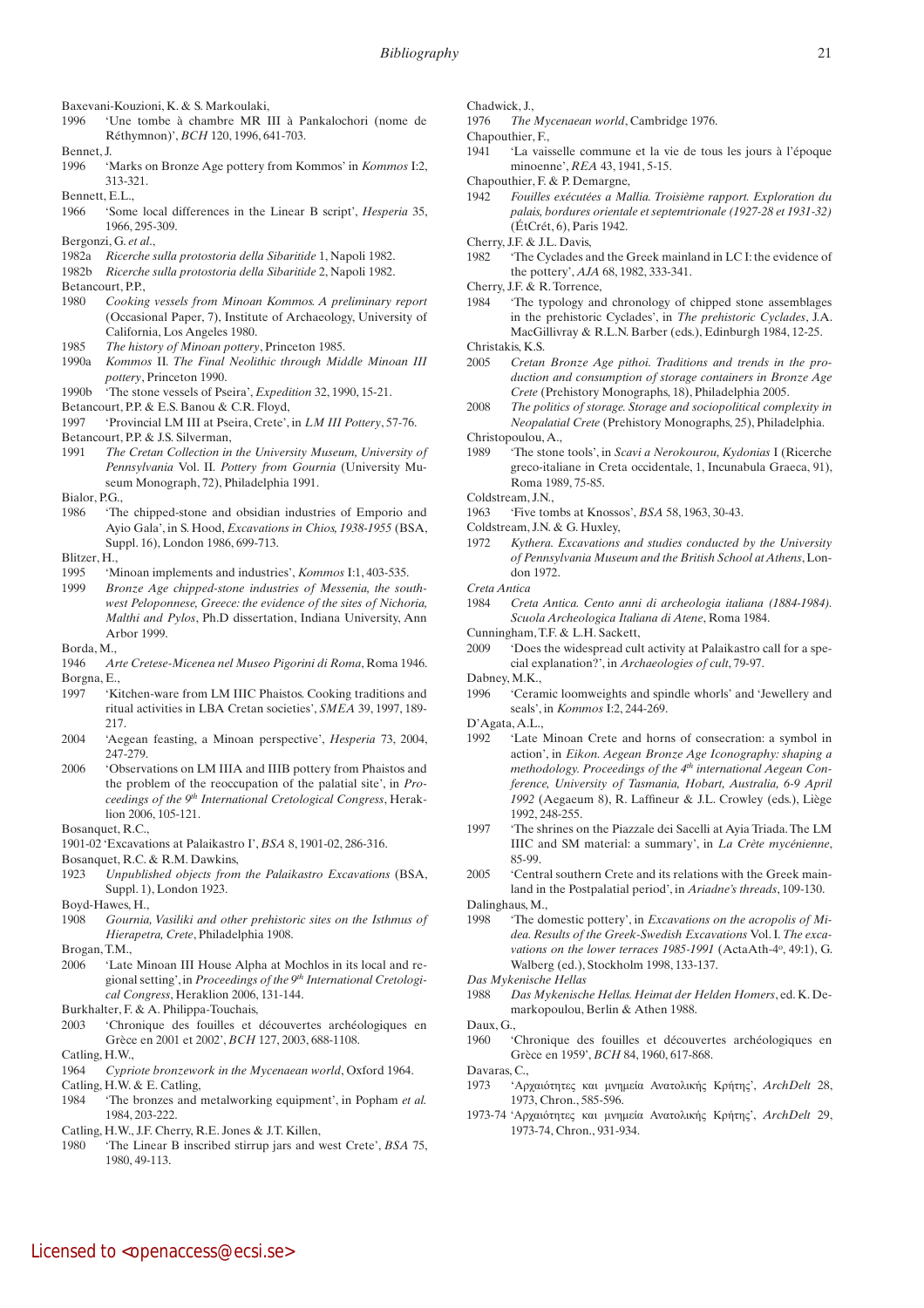Baxevani-Kouzioni, K. & S. Markoulaki,

1996 'Une tombe à chambre MR III à Pankalochori (nome de Réthymnon)', *BCH* 120, 1996, 641-703.

Bennet, J.

1996 'Marks on Bronze Age pottery from Kommos' in *Kommos* I:2, 313-321.

Bennett, E.L.,

1966 'Some local differences in the Linear B script', *Hesperia* 35, 1966, 295-309.

Bergonzi, G. *et al.*,

1982a *Ricerche sulla protostoria della Sibaritide* 1, Napoli 1982.

1982b *Ricerche sulla protostoria della Sibaritide* 2, Napoli 1982.

Betancourt, P.P.,

1980 *Cooking vessels from Minoan Kommos. A preliminary report* (Occasional Paper, 7), Institute of Archaeology, University of California, Los Angeles 1980.

1985 *The history of Minoan pottery*, Princeton 1985.

1990a *Kommos* II. *The Final Neolithic through Middle Minoan III pottery*, Princeton 1990.

1990b 'The stone vessels of Pseira', *Expedition* 32, 1990, 15-21.

Betancourt, P.P. & E.S. Banou & C.R. Floyd,

1997 'Provincial LM III at Pseira, Crete', in *LM III Pottery*, 57-76.

Betancourt, P.P. & J.S. Silverman,

1991 *The Cretan Collection in the University Museum, University of Pennsylvania* Vol. II. *Pottery from Gournia* (University Museum Monograph, 72), Philadelphia 1991.

Bialor, P.G.,

1986 'The chipped-stone and obsidian industries of Emporio and Ayio Gala', in S. Hood, *Excavations in Chios, 1938-1955* (BSA, Suppl. 16), London 1986, 699-713.

Blitzer, H.,

1995 'Minoan implements and industries', *Kommos* I:1, 403-535.

1999 *Bronze Age chipped-stone industries of Messenia, the southwest Peloponnese, Greece: the evidence of the sites of Nichoria, Malthi and Pylos*, Ph.D dissertation, Indiana University, Ann Arbor 1999.

Borda, M.,

1946 *Arte Cretese-Micenea nel Museo Pigorini di Roma*, Roma 1946.

Borgna, E.,

1997 'Kitchen-ware from LM IIIC Phaistos. Cooking traditions and ritual activities in LBA Cretan societies', *SMEA* 39, 1997, 189-217.

2004 'Aegean feasting, a Minoan perspective', *Hesperia* 73, 2004, 247-279.

2006 'Observations on LM IIIA and IIIB pottery from Phaistos and the problem of the reoccupation of the palatial site', in *Proceedings of the 9th International Cretological Congress*, Heraklion 2006, 105-121.

Bosanquet, R.C.,

1901-02 'Excavations at Palaikastro I', *BSA* 8, 1901-02, 286-316.

Bosanquet, R.C. & R.M. Dawkins,

1923 *Unpublished objects from the Palaikastro Excavations* (BSA, Suppl. 1), London 1923.

Boyd-Hawes, H.,

1908 *Gournia, Vasiliki and other prehistoric sites on the Isthmus of Hierapetra, Crete*, Philadelphia 1908.

Brogan, T.M.,

2006 'Late Minoan III House Alpha at Mochlos in its local and regional setting', in *Proceedings of the 9th International Cretological Congress*, Heraklion 2006, 131-144.

Burkhalter, F. & A. Philippa-Touchais,

2003 'Chronique des fouilles et découvertes archéologiques en Grèce en 2001 et 2002', *BCH* 127, 2003, 688-1108.

Catling, H.W.,

1964 *Cypriote bronzework in the Mycenaean world*, Oxford 1964.

Catling, H.W. & E. Catling,

1984 'The bronzes and metalworking equipment', in Popham *et al.* 1984, 203-222.

Catling, H.W., J.F. Cherry, R.E. Jones & J.T. Killen,

1980 'The Linear B inscribed stirrup jars and west Crete', *BSA* 75, 1980, 49-113.

Chadwick, J.,

1976 *The Mycenaean world*, Cambridge 1976.

Chapouthier, F.,

1941 'La vaisselle commune et la vie de tous les jours à l'époque minoenne', *REA* 43, 1941, 5-15.

Chapouthier, F. & P. Demargne,

1942 *Fouilles exécutées a Mallia. Troisième rapport. Exploration du palais, bordures orientale et septemtrionale (1927-28 et 1931-32)* (ÉtCrét, 6), Paris 1942.

Cherry, J.F. & J.L. Davis,

1982 'The Cyclades and the Greek mainland in LC I: the evidence of the pottery', *AJA* 68, 1982, 333-341.

Cherry, J.F. & R. Torrence,

1984 'The typology and chronology of chipped stone assemblages in the prehistoric Cyclades', in *The prehistoric Cyclades*, J.A. MacGillivray & R.L.N. Barber (eds.), Edinburgh 1984, 12-25.

Christakis, K.S.

2005 *Cretan Bronze Age pithoi. Traditions and trends in the production and consumption of storage containers in Bronze Age Crete* (Prehistory Monographs, 18), Philadelphia 2005.

2008 *The politics of storage. Storage and sociopolitical complexity in Neopalatial Crete* (Prehistory Monographs, 25), Philadelphia.

Christopoulou, A.,

1989 'The stone tools', in *Scavi a Nerokourou, Kydonias* I (Ricerche greco-italiane in Creta occidentale, 1, Incunabula Graeca, 91), Roma 1989, 75-85.

Coldstream, J.N.,

1963 'Five tombs at Knossos', *BSA* 58, 1963, 30-43.

Coldstream, J.N. & G. Huxley,

1972 *Kythera. Excavations and studies conducted by the University of Pennsylvania Museum and the British School at Athens*, London 1972.

*Creta Antica*

1984 *Creta Antica. Cento anni di archeologia italiana (1884-1984). Scuola Archeologica Italiana di Atene*, Roma 1984.

Cunningham, T.F. & L.H. Sackett,

2009 'Does the widespread cult activity at Palaikastro call for a special explanation?', in *Archaeologies of cult*, 79-97.

Dabney, M.K.,

1996 'Ceramic loomweights and spindle whorls' and 'Jewellery and seals', in *Kommos* I:2, 244-269.

D'Agata, A.L.,

1992 'Late Minoan Crete and horns of consecration: a symbol in action', in *Eikon. Aegean Bronze Age Iconography: shaping a methodology. Proceedings of the 4th international Aegean Conference, University of Tasmania, Hobart, Australia, 6-9 April 1992* (Aegaeum 8), R. Laffineur & J.L. Crowley (eds.), Liège 1992, 248-255.

1997 'The shrines on the Piazzale dei Sacelli at Ayia Triada. The LM IIIC and SM material: a summary', in *La Crète mycénienne*, 85-99.

2005 'Central southern Crete and its relations with the Greek mainland in the Postpalatial period', in *Ariadne's threads*, 109-130.

Dalinghaus, M.,

1998 'The domestic pottery', in *Excavations on the acropolis of Midea. Results of the Greek-Swedish Excavations* Vol. I. *The excavations on the lower terraces 1985-1991* (ActaAth-4°, 49:1), G. Walberg (ed.), Stockholm 1998, 133-137.

*Das Mykenische Hellas*

1988 *Das Mykenische Hellas. Heimat der Helden Homers*, ed. K. Demarkopoulou, Berlin & Athen 1988.

Daux, G.,

1960 'Chronique des fouilles et découvertes archéologiques en Grèce en 1959', *BCH* 84, 1960, 617-868.

Davaras, C.,

1973 'Αρχαιότητες και μνημεία Ανατολικής Κρήτης', *ArchDelt* 28, 1973, Chron., 585-596.

1973-74 'Αρχαιότητες και μνημεία Ανατολικής Κρήτης', *ArchDelt* 29, 1973-74, Chron., 931-934.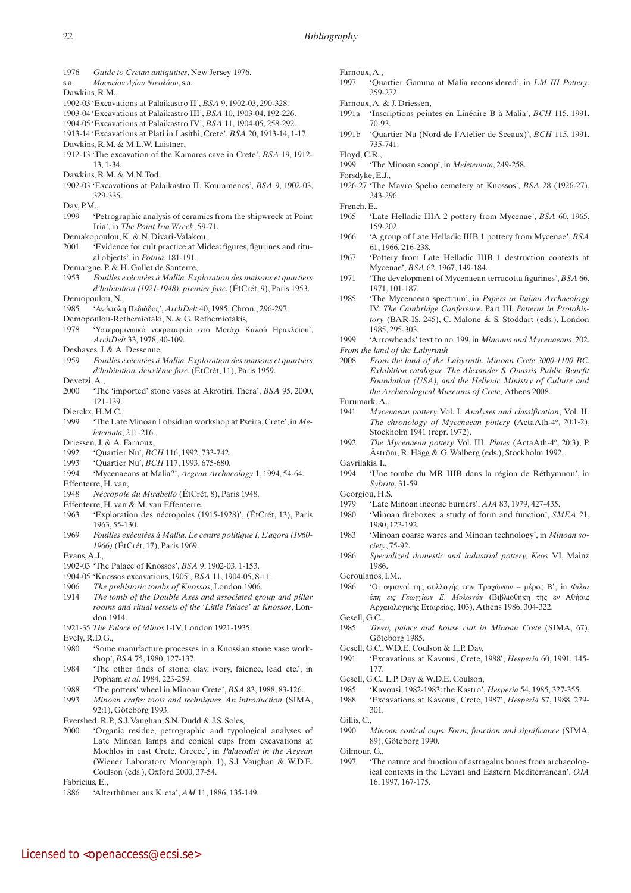1976 *Guide to Cretan antiquities*, New Jersey 1976.

s.a. *Μουσείον Αγίου Νικολάου*, s.a.

Dawkins, R.M.,

1902-03 'Excavations at Palaikastro II', *BSA* 9, 1902-03, 290-328.

1903-04 'Excavations at Palaikastro III', *BSA* 10, 1903-04, 192-226.

1904-05 'Excavations at Palaikastro IV', *BSA* 11, 1904-05, 258-292.

1913-14 'Excavations at Plati in Lasithi, Crete', *BSA* 20, 1913-14, 1-17.

Dawkins, R.M. & M.L.W. Laistner,

1912-13 'The excavation of the Kamares cave in Crete', *BSA* 19, 1912-13, 1-34.

Dawkins, R.M. & M.N. Tod,

1902-03 'Excavations at Palaikastro II. Kouramenos', *BSA* 9, 1902-03, 329-335.

Day, P.M.,

1999 'Petrographic analysis of ceramics from the shipwreck at Point Iria', in *The Point Iria Wreck*, 59-71.

Demakopoulou, K. & N. Divari-Valakou,

2001 'Evidence for cult practice at Midea: figures, figurines and ritual objects', in *Potnia*, 181-191.

Demargne, P. & H. Gallet de Santerre,

1953 *Fouilles exécutées à Mallia. Exploration des maisons et quartiers d'habitation (1921-1948), premier fasc*. (ÉtCrét, 9), Paris 1953.

Demopoulou, N.,

1985 'Ανώπολη Πεδιάδος', *ArchDelt* 40, 1985, Chron., 296-297.

Demopoulou-Rethemiotaki, N. & G. Rethemiotakis,

1978 'Υστερομινωικό νεκροταφείο στο Μετόχι Καλού Ηρακλείου', *ArchDelt* 33, 1978, 40-109.

Deshayes, J. & A. Dessenne,

1959 *Fouilles exécutées à Mallia. Exploration des maisons et quartiers d'habitation, deuxième fasc*. (ÉtCrét, 11), Paris 1959.

Devetzi, A.,

2000 'The 'imported' stone vases at Akrotiri, Thera', *BSA* 95, 2000, 121-139.

Dierckx, H.M.C.,

1999 'The Late Minoan I obsidian workshop at Pseira, Crete', in *Meletemata*, 211-216.

Driessen, J. & A. Farnoux,

1992 'Quartier Nu', *BCH* 116, 1992, 733-742.

1993 'Quartier Nu', *BCH* 117, 1993, 675-680.

1994 'Mycenaeans at Malia?', *Aegean Archaeology* 1, 1994, 54-64.

Effenterre, H. van,

1948 *Nécropole du Mirabello* (ÉtCrét, 8), Paris 1948.

Effenterre, H. van & M. van Effenterre,

1963 'Exploration des nécropoles (1915-1928)', (ÉtCrét, 13), Paris 1963, 55-130.

1969 *Fouilles exécutées à Mallia. Le centre politique I, L'agora (1960-1966)* (ÉtCrét, 17), Paris 1969.

Evans, A.J.,

1902-03 'The Palace of Knossos', *BSA* 9, 1902-03, 1-153.

1904-05 'Knossos excavations, 1905', *BSA* 11, 1904-05, 8-11.

1906 *The prehistoric tombs of Knossos*, London 1906.

1914 *The tomb of the Double Axes and associated group and pillar rooms and ritual vessels of the 'Little Palace' at Knossos*, London 1914.

1921-35 *The Palace of Minos* I-IV, London 1921-1935.

Evely, R.D.G.,

1980 'Some manufacture processes in a Knossian stone vase workshop', *BSA* 75, 1980, 127-137.

1984 'The other finds of stone, clay, ivory, faience, lead etc.', in Popham *et al*. 1984, 223-259.

1988 'The potters' wheel in Minoan Crete', *BSA* 83, 1988, 83-126.

1993 *Minoan crafts: tools and techniques. An introduction* (SIMA, 92:1), Göteborg 1993.

Evershed, R.P., S.J. Vaughan, S.N. Dudd & J.S. Soles,

2000 'Organic residue, petrographic and typological analyses of Late Minoan lamps and conical cups from excavations at Mochlos in east Crete, Greece', in *Palaeodiet in the Aegean* (Wiener Laboratory Monograph, 1), S.J. Vaughan & W.D.E. Coulson (eds.), Oxford 2000, 37-54.

Fabricius, E.,

1886 'Alterthümer aus Kreta', *AM* 11, 1886, 135-149.

Farnoux, A.,

1997 'Quartier Gamma at Malia reconsidered', in *LM III Pottery*, 259-272.

Farnoux, A. & J. Driessen,

1991a 'Inscriptions peintes en Linéaire B à Malia', *BCH* 115, 1991, 70-93.

1991b 'Quartier Nu (Nord de l'Atelier de Sceaux)', *BCH* 115, 1991, 735-741.

Floyd, C.R.,

1999 'The Minoan scoop', in *Meletemata*, 249-258.

Forsdyke, E.J.,

1926-27 'The Mavro Spelio cemetery at Knossos', *BSA* 28 (1926-27), 243-296.

French, E.,

1965 'Late Helladic IIIA 2 pottery from Mycenae', *BSA* 60, 1965, 159-202.

1966 'A group of Late Helladic IIIB 1 pottery from Mycenae', *BSA* 61, 1966, 216-238.

1967 'Pottery from Late Helladic IIIB 1 destruction contexts at Mycenae', *BSA* 62, 1967, 149-184.

1971 'The development of Mycenaean terracotta figurines', *BSA* 66, 1971, 101-187.

1985 'The Mycenaean spectrum', in *Papers in Italian Archaeology* IV. *The Cambridge Conference*. Part III. *Patterns in Protohistory* (BAR-IS, 245), C. Malone & S. Stoddart (eds.), London 1985, 295-303.

1999 'Arrowheads' text to no. 199, in *Minoans and Mycenaeans*, 202.

*From the land of the Labyrinth*

2008 *From the land of the Labyrinth. Minoan Crete 3000-1100 BC. Exhibition catalogue. The Alexander S. Onassis Public Benefit Foundation (USA), and the Hellenic Ministry of Culture and the Archaeological Museums of Crete*, Athens 2008.

Furumark, A.,

1941 *Mycenaean pottery* Vol. I. *Analyses and classification*; Vol. II. *The chronology of Mycenaean pottery* (ActaAth-4º, 20:1-2), Stockholm 1941 (repr. 1972).

1992 *The Mycenaean pottery* Vol. III. *Plates* (ActaAth-4º, 20:3), P. Åström, R. Hägg & G. Walberg (eds.), Stockholm 1992.

Gavrilakis, I.,

1994 'Une tombe du MR IIIB dans la région de Réthymnon', in *Sybrita*, 31-59.

Georgiou, H.S.

1979 'Late Minoan incense burners', *AJA* 83, 1979, 427-435.

1980 'Minoan fireboxes: a study of form and function', *SMEA* 21, 1980, 123-192.

1983 'Minoan coarse wares and Minoan technology', in *Minoan society*, 75-92.

1986 *Specialized domestic and industrial pottery, Keos* VI, Mainz 1986.

Geroulanos, I.M.,

1986 'Οι οψιανοί της συλλογής των Τραχώνων – μέρος Β'', in *Φίλια έπη εις Γεωργίον Ε. Μυλωνάν* (Βιβλιοθήκη της εν Αθήναις Αρχαιολογικής Εταιρείας, 103), Athens 1986, 304-322.

Gesell, G.C.,

1985 *Town, palace and house cult in Minoan Crete* (SIMA, 67), Göteborg 1985.

Gesell, G.C., W.D.E. Coulson & L.P. Day,

1991 'Excavations at Kavousi, Crete, 1988', *Hesperia* 60, 1991, 145-177.

Gesell, G.C., L.P. Day & W.D.E. Coulson,

1985 'Kavousi, 1982-1983: the Kastro', *Hesperia* 54, 1985, 327-355.

1988 'Excavations at Kavousi, Crete, 1987', *Hesperia* 57, 1988, 279-301.

Gillis, C.,

1990 *Minoan conical cups. Form, function and significance* (SIMA, 89), Göteborg 1990.

Gilmour, G.,

1997 'The nature and function of astragalus bones from archaeological contexts in the Levant and Eastern Mediterranean', *OJA* 16, 1997, 167-175.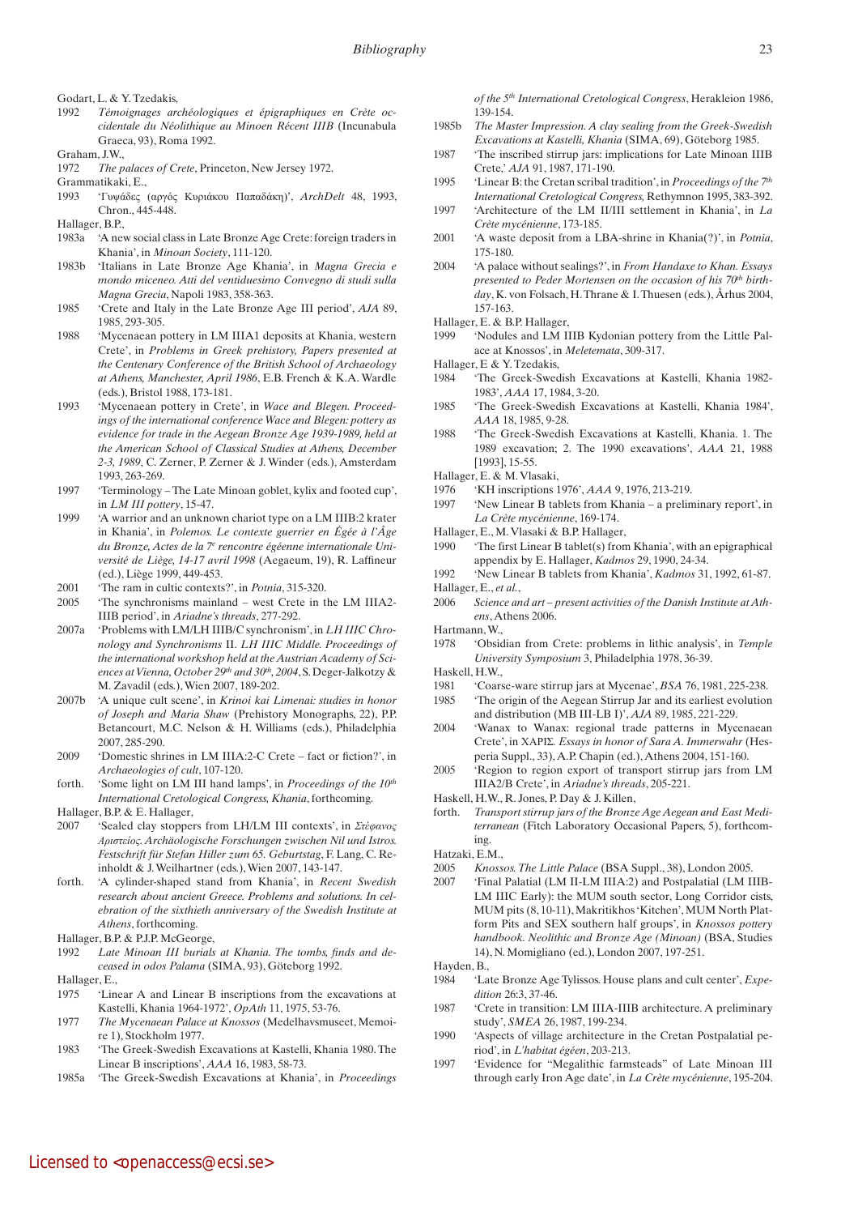Godart, L. & Y. Tzedakis,

1992 *Témoignages archéologiques et épigraphiques en Crète occidentale du Néolithique au Minoen Récent IIIB* (Incunabula Graeca, 93), Roma 1992.

Graham, J.W.,

1972 *The palaces of Crete*, Princeton, New Jersey 1972.

Grammatikaki, E.,

1993 'Γυψάδες (αργός Κυριάκου Παπαδάκη)', *ArchDelt* 48, 1993, Chron., 445-448.

Hallager, B.P.,

1983a 'A new social class in Late Bronze Age Crete: foreign traders in Khania', in *Minoan Society*, 111-120.

1983b 'Italians in Late Bronze Age Khania', in *Magna Grecia e mondo miceneo. Atti del ventiduesimo Convegno di studi sulla Magna Grecia*, Napoli 1983, 358-363.

1985 'Crete and Italy in the Late Bronze Age III period', *AJA* 89, 1985, 293-305.

1988 'Mycenaean pottery in LM IIIA1 deposits at Khania, western Crete', in *Problems in Greek prehistory, Papers presented at the Centenary Conference of the British School of Archaeology at Athens, Manchester, April 1986*, E.B. French & K.A. Wardle (eds.), Bristol 1988, 173-181.

1993 'Mycenaean pottery in Crete', in *Wace and Blegen. Proceedings of the international conference Wace and Blegen: pottery as evidence for trade in the Aegean Bronze Age 1939-1989, held at the American School of Classical Studies at Athens, December 2-3, 1989*, C. Zerner, P. Zerner & J. Winder (eds.), Amsterdam 1993, 263-269.

1997 'Terminology – The Late Minoan goblet, kylix and footed cup', in *LM III pottery*, 15-47.

1999 'A warrior and an unknown chariot type on a LM IIIB:2 krater in Khania', in *Polemos. Le contexte guerrier en Égée à l'Âge du Bronze, Actes de la 7e rencontre égéenne internationale Université de Liège, 14-17 avril 1998* (Aegaeum, 19), R. Laffineur (ed.), Liège 1999, 449-453.

2001 'The ram in cultic contexts?', in *Potnia*, 315-320.

2005 'The synchronisms mainland – west Crete in the LM IIIA2-IIIB period', in *Ariadne's threads*, 277-292.

2007a 'Problems with LM/LH IIIB/C synchronism', in *LH IIIC Chronology and Synchronisms* II. *LH IIIC Middle. Proceedings of the international workshop held at the Austrian Academy of Sciences at Vienna, October 29th and 30th, 2004*, S. Deger-Jalkotzy & M. Zavadil (eds.), Wien 2007, 189-202.

2007b 'A unique cult scene', in *Krinoi kai Limenai: studies in honor of Joseph and Maria Shaw* (Prehistory Monographs, 22), P.P. Betancourt, M.C. Nelson & H. Williams (eds.), Philadelphia 2007, 285-290.

2009 'Domestic shrines in LM IIIA:2-C Crete – fact or fiction?', in *Archaeologies of cult*, 107-120.

forth. 'Some light on LM III hand lamps', in *Proceedings of the 10th International Cretological Congress, Khania*, forthcoming.

Hallager, B.P. & E. Hallager,

2007 'Sealed clay stoppers from LH/LM III contexts', in *Στέφανος Αριστείος. Archäologische Forschungen zwischen Nil und Istros. Festschrift für Stefan Hiller zum 65. Geburtstag*, F. Lang, C. Reinholdt & J. Weilhartner (eds.), Wien 2007, 143-147.

forth. 'A cylinder-shaped stand from Khania', in *Recent Swedish research about ancient Greece. Problems and solutions. In celebration of the sixthieth anniversary of the Swedish Institute at Athens*, forthcoming.

Hallager, B.P. & P.J.P. McGeorge,

1992 *Late Minoan III burials at Khania. The tombs, finds and deceased in odos Palama* (SIMA, 93), Göteborg 1992.

Hallager, E.,

1975 'Linear A and Linear B inscriptions from the excavations at Kastelli, Khania 1964-1972', *OpAth* 11, 1975, 53-76.

1977 *The Mycenaean Palace at Knossos* (Medelhavsmuseet, Memoire 1), Stockholm 1977.

1983 'The Greek-Swedish Excavations at Kastelli, Khania 1980. The Linear B inscriptions', *AAA* 16, 1983, 58-73.

1985a 'The Greek-Swedish Excavations at Khania', in *Proceedings of the 5th International Cretological Congress*, Herakleion 1986, 139-154.

1985b *The Master Impression. A clay sealing from the Greek-Swedish Excavations at Kastelli, Khania* (SIMA, 69), Göteborg 1985.

1987 'The inscribed stirrup jars: implications for Late Minoan IIIB Crete,' *AJA* 91, 1987, 171-190.

1995 'Linear B: the Cretan scribal tradition', in *Proceedings of the 7th International Cretological Congress,* Rethymnon 1995, 383-392.

1997 'Architecture of the LM II/III settlement in Khania', in *La Crète mycénienne*, 173-185.

2001 'A waste deposit from a LBA-shrine in Khania(?)', in *Potnia*, 175-180.

2004 'A palace without sealings?', in *From Handaxe to Khan. Essays presented to Peder Mortensen on the occasion of his 70th birthday*, K. von Folsach, H. Thrane & I. Thuesen (eds.), Århus 2004, 157-163.

Hallager, E. & B.P. Hallager,

1999 'Nodules and LM IIIB Kydonian pottery from the Little Palace at Knossos', in *Meletemata*, 309-317.

Hallager, E & Y. Tzedakis,

1984 'The Greek-Swedish Excavations at Kastelli, Khania 1982-1983', *AAA* 17, 1984, 3-20.

1985 'The Greek-Swedish Excavations at Kastelli, Khania 1984', *AAA* 18, 1985, 9-28.

1988 'The Greek-Swedish Excavations at Kastelli, Khania. 1. The 1989 excavation; 2. The 1990 excavations', *AAA* 21, 1988 [1993], 15-55.

Hallager, E. & M. Vlasaki,

1976 'KH inscriptions 1976', *AAA* 9, 1976, 213-219.

1997 'New Linear B tablets from Khania – a preliminary report', in *La Crète mycénienne*, 169-174.

Hallager, E., M. Vlasaki & B.P. Hallager,

1990 'The first Linear B tablet(s) from Khania', with an epigraphical appendix by E. Hallager, *Kadmos* 29, 1990, 24-34.

1992 'New Linear B tablets from Khania', *Kadmos* 31, 1992, 61-87.

Hallager, E., *et al.*,

2006 *Science and art – present activities of the Danish Institute at Athens*, Athens 2006.

Hartmann, W.,

1978 'Obsidian from Crete: problems in lithic analysis', in *Temple University Symposium* 3, Philadelphia 1978, 36-39.

Haskell, H.W.,

1981 'Coarse-ware stirrup jars at Mycenae', *BSA* 76, 1981, 225-238.

1985 'The origin of the Aegean Stirrup Jar and its earliest evolution and distribution (MB III-LB I)', *AJA* 89, 1985, 221-229.

2004 'Wanax to Wanax: regional trade patterns in Mycenaean Crete', in ΧΑΡΙΣ. *Essays in honor of Sara A. Immerwahr* (Hesperia Suppl., 33), A.P. Chapin (ed.), Athens 2004, 151-160.

2005 'Region to region export of transport stirrup jars from LM IIIA2/B Crete', in *Ariadne's threads*, 205-221.

Haskell, H.W., R. Jones, P. Day & J. Killen,

forth. *Transport stirrup jars of the Bronze Age Aegean and East Mediterranean* (Fitch Laboratory Occasional Papers, 5), forthcoming.

Hatzaki, E.M.,

2005 *Knossos. The Little Palace* (BSA Suppl., 38), London 2005.

2007 'Final Palatial (LM II-LM IIIA:2) and Postpalatial (LM IIIB-LM IIIC Early): the MUM south sector, Long Corridor cists, MUM pits (8, 10-11), Makritikhos 'Kitchen', MUM North Platform Pits and SEX southern half groups', in *Knossos pottery handbook. Neolithic and Bronze Age (Minoan)* (BSA, Studies 14), N. Momigliano (ed.), London 2007, 197-251.

Hayden, B.,

1984 'Late Bronze Age Tylissos. House plans and cult center', *Expedition* 26:3, 37-46.

1987 'Crete in transition: LM IIIA-IIIB architecture. A preliminary study', *SMEA* 26, 1987, 199-234.

1990 'Aspects of village architecture in the Cretan Postpalatial period', in *L'habitat égéen*, 203-213.

1997 'Evidence for "Megalithic farmsteads" of Late Minoan III through early Iron Age date', in *La Crète mycénienne*, 195-204.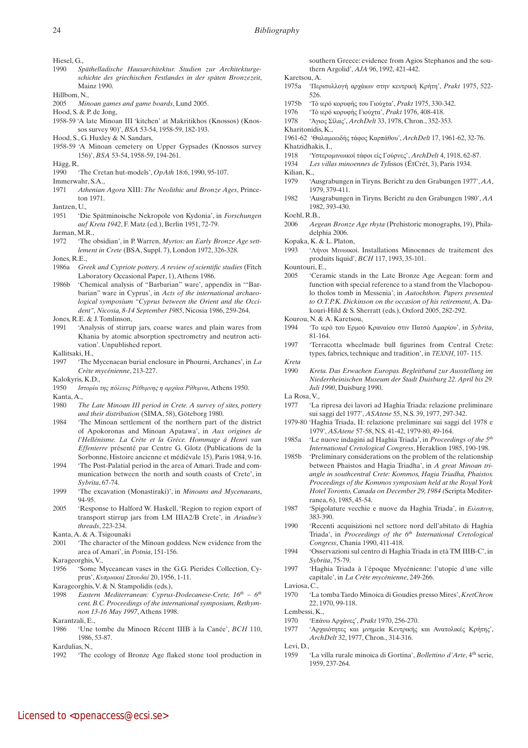Hiesel, G.,

1990 *Späthelladische Hausarchitektur. Studien zur Architekturgeschichte des griechischen Festlandes in der späten Bronzezeit*, Mainz 1990.

Hillbom, N.,

2005 *Minoan games and game boards*, Lund 2005.

Hood, S. & P. de Jong,

1958-59 'A late Minoan III 'kitchen' at Makritikhos (Knossos) (Knossos survey 90)', *BSA* 53-54, 1958-59, 182-193.

Hood, S., G. Huxley & N. Sandars,

1958-59 'A Minoan cemetery on Upper Gypsades (Knossos survey 156)', *BSA* 53-54, 1958-59, 194-261.

Hägg, R,

1990 'The Cretan hut-models', *OpAth* 18:6, 1990, 95-107.

Immerwahr, S.A.,

1971 *Athenian Agora* XIII: *The Neolithic and Bronze Ages*, Princeton 1971.

Jantzen, U.,

1951 'Die Spätminoische Nekropole von Kydonia', in *Forschungen auf Kreta 1942*, F. Matz (ed.), Berlin 1951, 72-79.

Jarman, M.R.,

1972 'The obsidian', in P. Warren, *Myrtos: an Early Bronze Age settlement in Crete* (BSA, Suppl. 7), London 1972, 326-328.

Jones, R.E.,

1986a *Greek and Cypriote pottery. A review of scientific studies* (Fitch Laboratory Occasional Paper, 1), Athens 1986.

1986b 'Chemical analysis of "Barbarian" ware', appendix in '"Barbarian" ware in Cyprus', in *Acts of the international archaeological symposium "Cyprus between the Orient and the Occident", Nicosia, 8-14 September 1985*, Nicosia 1986, 259-264.

Jones, R.E. & J. Tomlinson,

1991 'Analysis of stirrup jars, coarse wares and plain wares from Khania by atomic absorption spectrometry and neutron activation'. Unpublished report.

Kallitsaki, H.,

1997 'The Mycenaean burial enclosure in Phourni, Archanes', in *La Crète mycénienne*, 213-227.

Kalokyris, K.D.,

1950 *Ιστορία της πόλεως Ρέθυμνης η αρχάια Ρίθυμνα*, Athens 1950.

Kanta, A.,

1980 *The Late Minoan III period in Crete. A survey of sites, pottery and their distribution* (SIMA, 58), Göteborg 1980.

1984 'The Minoan settlement of the northern part of the district of Apokoronas and Minoan Apatawa', in *Aux origines de l'Hellénisme. La Crète et la Grèce. Hommage á Henri van Effenterre* présenté par Centre G. Glotz (Publications de la Sorbonne, Histoire ancienne et médiévale 15), Paris 1984, 9-16.

1994 'The Post-Palatial period in the area of Amari. Trade and communication between the north and south coasts of Crete', in *Sybrita*, 67-74.

1999 'The excavation (Monastiraki)', in *Minoans and Mycenaeans*, 94-95.

2005 'Response to Halford W. Haskell, 'Region to region export of transport stirrup jars from LM IIIA2/B Crete', in *Ariadne's threads*, 223-234.

Kanta, A. & A. Tsigounaki

2001 'The character of the Minoan goddess. New evidence from the area of Amari', in *Potnia*, 151-156.

Karageorghis, V.,

1956 'Some Myceanean vases in the G.G. Pierides Collection, Cyprus', *Κυπριακαί Σπουδαί* 20, 1956, 1-11.

Karageorghis, V. & N. Stampolidis (eds.),

1998 *Eastern Mediterranean: Cyprus-Dodecanese-Crete, 16th – 6th cent. B.C. Proceedings of the international symposium, Rethymnon 13-16 May 1997*, Athens 1998.

Karantzali, E.,

1986 'Une tombe du Minoen Récent IIIB à la Canée', *BCH* 110, 1986, 53-87.

Kardulias, N.,

1992 'The ecology of Bronze Age flaked stone tool production in southern Greece: evidence from Agios Stephanos and the southern Argolid', *AJA* 96, 1992, 421-442.

Karetsou, A.

1975a 'Περισυλλογή αρχάιων στην κεντρική Κρήτη', *Prakt* 1975, 522-526.

1975b 'Τό ιερό κορυφής του Γιούχτα', *Prakt* 1975, 330-342.

1976 'Τό ιερό κορυφής Γιούχτα', *Prakt* 1976, 408-418.

1978 'Άγιος Σίλας', *ArchDelt* 33, 1978, Chron., 352-353.

Kharitonidis, K.,

1961-62 'Θαλαμοειδής τάφος Καρπάθου', *ArchDelt* 17, 1961-62, 32-76.

Khatzidhakis, I.,

1918 'Υστερομινωικοί τάφοι είς Γούρνες', *ArchDelt* 4, 1918, 62-87.

1934 *Les villas minoennes de Tylissos* (ÉtCrét, 3), Paris 1934.

Kilian, K.,

1979 'Ausgrabungen in Tiryns. Bericht zu den Grabungen 1977', *AA*, 1979, 379-411.

1982 'Ausgrabungen in Tiryns. Bericht zu den Grabungen 1980', *AA* 1982, 393-430.

Koehl, R.B.,

2006 *Aegean Bronze Age rhyta* (Prehistoric monographs, 19), Philadelphia 2006.

Kopaka, K. & L. Platon,

1993 'Λήνοι Μινωικοί. Installations Minoennes de traitement des produits liquid', *BCH* 117, 1993, 35-101.

Kountouri, E.,

2005 'Ceramic stands in the Late Bronze Age Aegean: form and function with special reference to a stand from the Vlachopoulo tholos tomb in Messenia', in *Autochthon. Papers presented to O.T.P.K. Dickinson on the occasion of his retirement*, A. Dakouri-Hild & S. Sherratt (eds.), Oxford 2005, 282-292.

Kourou, N. & A. Karetsou,

1994 'Το ιερό του Ερμού Κραναίου στιν Πατσό Αμαρίου', in *Sybrita*, 81-164.

1997 'Terracotta wheelmade bull figurines from Central Crete: types, fabrics, technique and tradition', in *TEXNH*, 107- 115.

*Kreta*

1990 *Kreta. Das Erwachen Europas. Begleitband zur Ausstellung im Niederrheinischen Museum der Stadt Duisburg 22. April bis 29. Juli 1990*, Duisburg 1990.

La Rosa, V.,

1977 'La ripresa dei lavori ad Haghia Triada: relazione preliminare sui saggi del 1977', *ASAtene* 55, N.S. 39, 1977, 297-342.

1979-80 'Haghia Triada, II: relazione preliminare sui saggi del 1978 e 1979', *ASAtene* 57-58, N.S. 41-42, 1979-80, 49-164.

1985a 'Le nuove indagini ad Haghia Triada', in *Proceedings of the 5th International Cretological Congress*, Heraklion 1985, 190-198.

1985b 'Preliminary considerations on the problem of the relationship between Phaistos and Hagia Triadha', in *A great Minoan triangle in southcentral Crete: Kommos, Hagia Triadha, Phaistos. Proceedings of the Kommos symposium held at the Royal York Hotel Toronto, Canada on December 29, 1984* (Scripta Mediterranea, 6), 1985, 45-54.

1987 'Spigolature vecchie e nuove da Haghia Triada', in *Ειλαπινη*, 383-390.

1990 'Recenti acquisizioni nel settore nord dell'abitato di Haghia Triada', in *Proceedings of the 6th International Cretological Congress*, Chania 1990, 411-418.

1994 'Osservazioni sul centro di Haghia Triada in età TM IIIB-C', in *Sybrita*, 75-79.

1997 'Haghia Triada à l´époque Mycénienne: l'utopie d´une ville capitale', in *La Crète mycénienne*, 249-266.

Laviosa, C.,

1970 'La tomba Tardo Minoica di Goudies presso Mires', *KretChron* 22, 1970, 99-118.

Lembessi, K.,

1970 'Επάνω Αρχάνες', *Prakt* 1970, 256-270.

1977 'Αρχαιότητες και μνημεία Κεντρικής και Ανατολικές Κρήτης', *ArchDelt* 32, 1977, Chron., 314-316.

Levi, D.,

1959 'La villa rurale minoica di Gortina', *Bollettino d'Arte*, 4th serie, 1959, 237-264.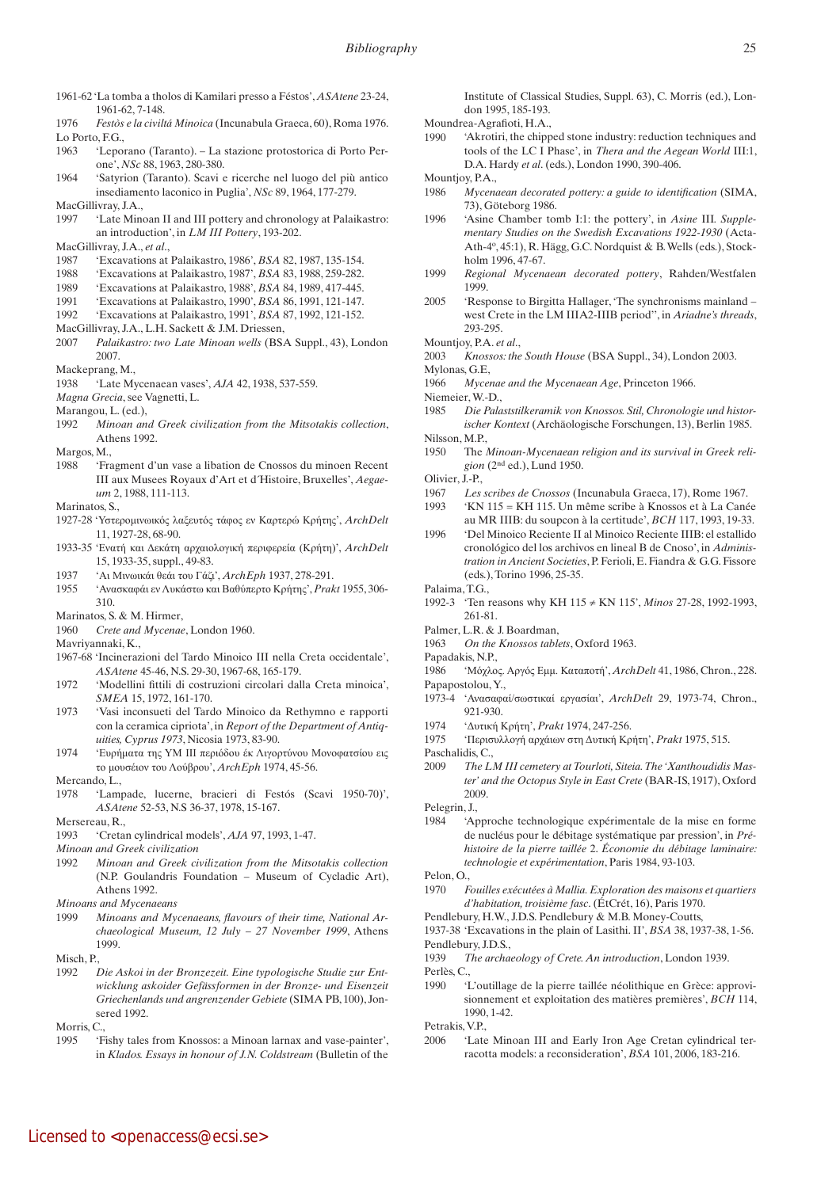1961-62 'La tomba a tholos di Kamilari presso a Féstos', *ASAtene* 23-24, 1961-62, 7-148.

1976 *Festòs e la civiltá Minoica* (Incunabula Graeca, 60), Roma 1976.

Lo Porto, F.G.,

1963 'Leporano (Taranto). – La stazione protostorica di Porto Perone', *NSc* 88, 1963, 280-380.

1964 'Satyrion (Taranto). Scavi e ricerche nel luogo del più antico insediamento laconico in Puglia', *NSc* 89, 1964, 177-279.

MacGillivray, J.A.,

1997 'Late Minoan II and III pottery and chronology at Palaikastro: an introduction', in *LM III Pottery*, 193-202.

MacGillivray, J.A., *et al*.,

1987 'Excavations at Palaikastro, 1986', *BSA* 82, 1987, 135-154.

1988 'Excavations at Palaikastro, 1987', *BSA* 83, 1988, 259-282.

1989 'Excavations at Palaikastro, 1988', *BSA* 84, 1989, 417-445.

1991 'Excavations at Palaikastro, 1990', *BSA* 86, 1991, 121-147.

1992 'Excavations at Palaikastro, 1991', *BSA* 87, 1992, 121-152.

MacGillivray, J.A., L.H. Sackett & J.M. Driessen,

2007 *Palaikastro: two Late Minoan wells* (BSA Suppl., 43), London 2007.

Mackeprang, M.,

1938 'Late Mycenaean vases', *AJA* 42, 1938, 537-559.

*Magna Grecia*, see Vagnetti, L.

Marangou, L. (ed.),

1992 *Minoan and Greek civilization from the Mitsotakis collection*, Athens 1992.

Margos, M.,

1988 'Fragment d'un vase a libation de Cnossos du minoen Recent III aux Musees Royaux d'Art et d´Histoire, Bruxelles', *Aegaeum* 2, 1988, 111-113.

Marinatos, S.,

1927-28 'Υστερομινωικός λαξευτός τάφος εν Καρτερώ Κρήτης', *ArchDelt* 11, 1927-28, 68-90.

1933-35 'Ενατή και Δεκάτη αρχαιολογική περιφερεία (Κρήτη)', *ArchDelt* 15, 1933-35, suppl., 49-83.

1937 'Αι Μινωικάι θεάι του Γάζι', *ArchEph* 1937, 278-291.

1955 'Ανασκαφάι εν Λυκάστω και Βαθύπερτο Κρήτης', *Prakt* 1955, 306-310.

Marinatos, S. & M. Hirmer,

1960 *Crete and Mycenae*, London 1960.

Mavriyannaki, K.,

1967-68 'Incinerazioni del Tardo Minoico III nella Creta occidentale', *ASAtene* 45-46, N.S. 29-30, 1967-68, 165-179.

1972 'Modellini fittili di costruzioni circolari dalla Creta minoica', *SMEA* 15, 1972, 161-170.

1973 'Vasi inconsueti del Tardo Minoico da Rethymno e rapporti con la ceramica cipriota', in *Report of the Department of Antiquities, Cyprus 1973*, Nicosia 1973, 83-90.

1974 'Ευρήματα της ΥΜ ΙΙΙ περιόδου έκ Λιγορτύνου Μονοφατσίου εις το μουσέιον του Λούβρου', *ArchEph* 1974, 45-56.

Mercando, L.,

1978 'Lampade, lucerne, bracieri di Festós (Scavi 1950-70)', *ASAtene* 52-53, N.S 36-37, 1978, 15-167.

Mersereau, R.,

1993 'Cretan cylindrical models', *AJA* 97, 1993, 1-47.

*Minoan and Greek civilization*

1992 *Minoan and Greek civilization from the Mitsotakis collection* (N.P. Goulandris Foundation – Museum of Cycladic Art), Athens 1992.

*Minoans and Mycenaeans*

1999 *Minoans and Mycenaeans, flavours of their time, National Archaeological Museum, 12 July – 27 November 1999*, Athens 1999.

Misch, P.,

1992 *Die Askoi in der Bronzezeit. Eine typologische Studie zur Entwicklung askoider Gefässformen in der Bronze- und Eisenzeit Griechenlands und angrenzender Gebiete* (SIMA PB, 100), Jonsered 1992.

Morris, C.,

1995 'Fishy tales from Knossos: a Minoan larnax and vase-painter', in *Klados. Essays in honour of J.N. Coldstream* (Bulletin of the Institute of Classical Studies, Suppl. 63), C. Morris (ed.), London 1995, 185-193.

Moundrea-Agrafioti, H.A.,

1990 'Akrotiri, the chipped stone industry: reduction techniques and tools of the LC I Phase', in *Thera and the Aegean World* III:1, D.A. Hardy *et al*. (eds.), London 1990, 390-406.

Mountjoy, P.A.,

1986 *Mycenaean decorated pottery: a guide to identification* (SIMA, 73), Göteborg 1986.

1996 'Asine Chamber tomb I:1: the pottery', in *Asine* III. *Supplementary Studies on the Swedish Excavations 1922-1930* (Acta-Ath-4º, 45:1), R. Hägg, G.C. Nordquist & B. Wells (eds.), Stockholm 1996, 47-67.

1999 *Regional Mycenaean decorated pottery*, Rahden/Westfalen 1999.

2005 'Response to Birgitta Hallager, 'The synchronisms mainland – west Crete in the LM IIIA2-IIIB period'', in *Ariadne's threads*, 293-295.

Mountjoy, P.A. *et al*.,

2003 *Knossos: the South House* (BSA Suppl., 34), London 2003.

Mylonas, G.E,

1966 *Mycenae and the Mycenaean Age*, Princeton 1966.

Niemeier, W.-D.,

1985 *Die Palaststilkeramik von Knossos. Stil, Chronologie und historischer Kontext* (Archäologische Forschungen, 13), Berlin 1985.

Nilsson, M.P.,

1950 The *Minoan-Mycenaean religion and its survival in Greek religion* (2nd ed.), Lund 1950.

Olivier, J.-P.,

1967 *Les scribes de Cnossos* (Incunabula Graeca, 17), Rome 1967.

1993 'KN 115 = KH 115. Un même scribe à Knossos et à La Canée au MR IIIB: du soupcon à la certitude', *BCH* 117, 1993, 19-33.

1996 'Del Minoico Reciente II al Minoico Reciente IIIB: el estallido cronológico del los archivos en lineal B de Cnoso', in *Administration in Ancient Societies*, P. Ferioli, E. Fiandra & G.G. Fissore (eds.), Torino 1996, 25-35.

Palaima, T.G.,

1992-3 'Ten reasons why KH 115 ≠ KN 115', *Minos* 27-28, 1992-1993, 261-81.

Palmer, L.R. & J. Boardman,

1963 *On the Knossos tablets*, Oxford 1963.

Papadakis, N.P.,

1986 'Μόχλος. Αργός Εμμ. Καταποτή', *ArchDelt* 41, 1986, Chron., 228.

Papapostolou, Y.,

1973-4 'Ανασαφαί/σωστικαί εργασίαι', *ArchDelt* 29, 1973-74, Chron., 921-930.

1974 'Δυτική Κρήτη', *Prakt* 1974, 247-256.

1975 'Περισυλλογή αρχάιων στη Δυτική Κρήτη', *Prakt* 1975, 515.

Paschalidis, C.,

2009 *The LM III cemetery at Tourloti, Siteia. The 'Xanthoudidis Master' and the Octopus Style in East Crete* (BAR-IS, 1917), Oxford 2009.

Pelegrin, J.,

1984 'Approche technologique expérimentale de la mise en forme de nucléus pour le débitage systématique par pression', in *Préhistoire de la pierre taillée* 2. *Économie du débitage laminaire: technologie et expérimentation*, Paris 1984, 93-103.

Pelon, O.,

1970 *Fouilles exécutées à Mallia. Exploration des maisons et quartiers d'habitation, troisième fasc*. (ÉtCrét, 16), Paris 1970.

Pendlebury, H.W., J.D.S. Pendlebury & M.B. Money-Coutts,

1937-38 'Excavations in the plain of Lasithi. II', *BSA* 38, 1937-38, 1-56.

Pendlebury, J.D.S.,

1939 *The archaeology of Crete. An introduction*, London 1939.

Perlès, C.,

1990 'L'outillage de la pierre taillée néolithique en Grèce: approvisionnement et exploitation des matières premières', *BCH* 114, 1990, 1-42.

Petrakis, V.P.,

2006 'Late Minoan III and Early Iron Age Cretan cylindrical terracotta models: a reconsideration', *BSA* 101, 2006, 183-216.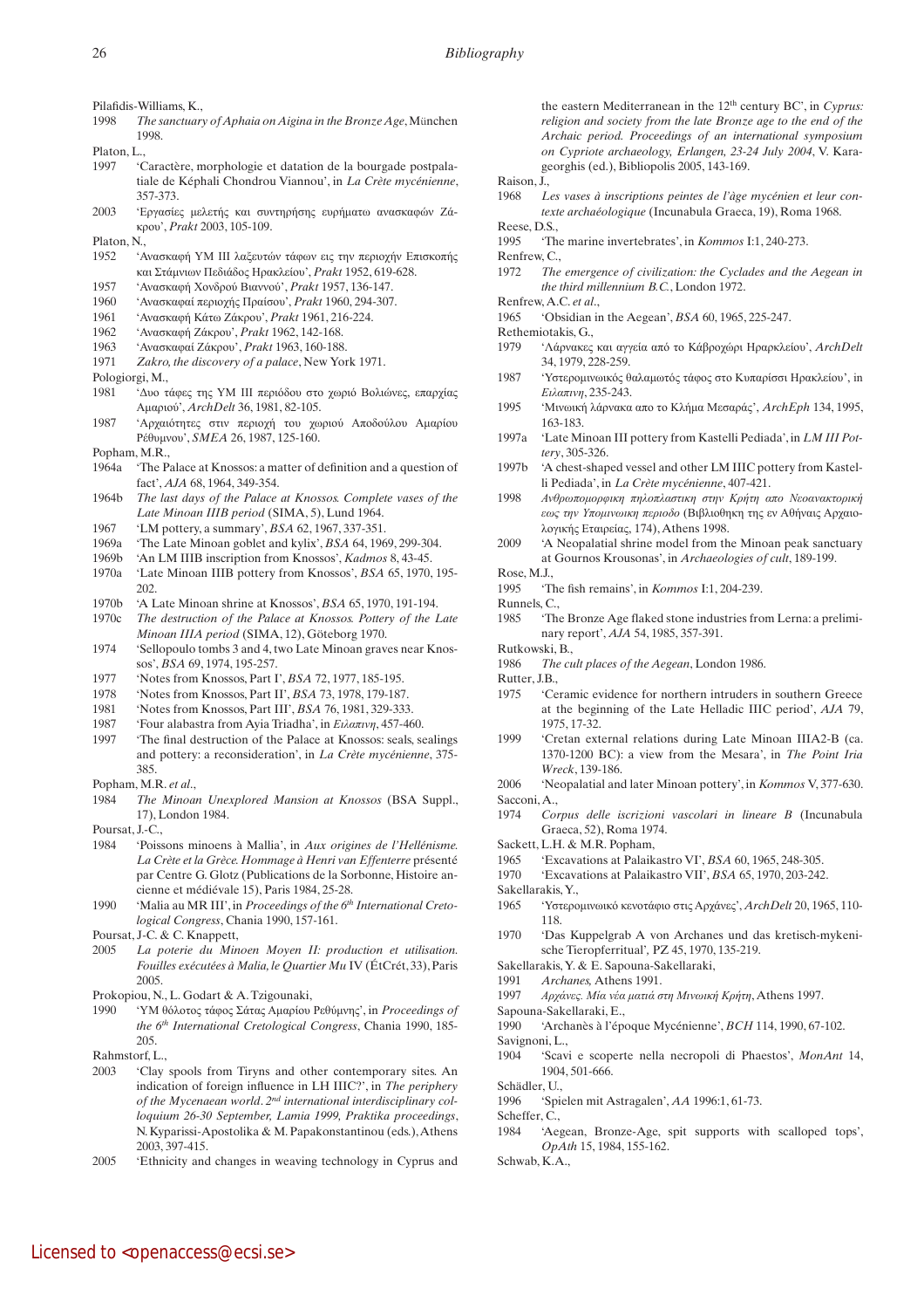Pilafidis-Williams, K.,

1998 *The sanctuary of Aphaia on Aigina in the Bronze Age*, München 1998.

Platon, L.,

1997 'Caractère, morphologie et datation de la bourgade postpalatiale de Képhali Chondrou Viannou', in *La Crète mycénienne*, 357-373.

2003 'Εργασίες μελετής και συντήρησης ευρήματω ανασκαφών Ζάκρου', *Prakt* 2003, 105-109.

Platon, N.,

1952 'Ανασκαφή ΥΜ ΙΙΙ λαξευτών τάφων εις την περιοχήν Επισκοπής και Στάμνιων Πεδιάδος Ηρακλείου', *Prakt* 1952, 619-628.

1957 'Ανασκαφή Χονδρού Βιαννού', *Prakt* 1957, 136-147.

1960 'Ανασκαφαί περιοχής Πραίσου', *Prakt* 1960, 294-307.

1961 'Ανασκαφή Κάτω Ζάκρου', *Prakt* 1961, 216-224.

1962 'Ανασκαφή Ζάκρου', *Prakt* 1962, 142-168.

1963 'Ανασκαφαί Ζάκρου', *Prakt* 1963, 160-188.

1971 *Zakro, the discovery of a palace*, New York 1971.

Pologiorgi, M.,

1981 'Δυο τάφες της ΥΜ ΙΙΙ περιόδου στο χωριό Βολιώνες, επαρχίας Αμαριού', *ArchDelt* 36, 1981, 82-105.

1987 'Αρχαιότητες στην περιοχή του χωριού Αποδούλου Αμαρίου Ρέθυμνου', *SMEA* 26, 1987, 125-160.

Popham, M.R.,

1964a 'The Palace at Knossos: a matter of definition and a question of fact', *AJA* 68, 1964, 349-354.

1964b *The last days of the Palace at Knossos. Complete vases of the Late Minoan IIIB period* (SIMA, 5), Lund 1964.

1967 'LM pottery, a summary', *BSA* 62, 1967, 337-351.

1969a 'The Late Minoan goblet and kylix', *BSA* 64, 1969, 299-304.

1969b 'An LM IIIB inscription from Knossos', *Kadmos* 8, 43-45.

1970a 'Late Minoan IIIB pottery from Knossos', *BSA* 65, 1970, 195-202.

1970b 'A Late Minoan shrine at Knossos', *BSA* 65, 1970, 191-194.

1970c *The destruction of the Palace at Knossos. Pottery of the Late Minoan IIIA period* (SIMA, 12), Göteborg 1970.

1974 'Sellopoulo tombs 3 and 4, two Late Minoan graves near Knossos', *BSA* 69, 1974, 195-257.

1977 'Notes from Knossos, Part I', *BSA* 72, 1977, 185-195.

1978 'Notes from Knossos, Part II', *BSA* 73, 1978, 179-187.

1981 'Notes from Knossos, Part III', *BSA* 76, 1981, 329-333.

1987 'Four alabastra from Ayia Triadha', in *Ειλαπινη*, 457-460.

1997 'The final destruction of the Palace at Knossos: seals, sealings and pottery: a reconsideration', in *La Crète mycénienne*, 375-385.

Popham, M.R. *et al*.,

1984 *The Minoan Unexplored Mansion at Knossos* (BSA Suppl., 17), London 1984.

Poursat, J.-C.,

1984 'Poissons minoens à Mallia', in *Aux origines de l'Hellénisme. La Crète et la Grèce. Hommage à Henri van Effenterre* présenté par Centre G. Glotz (Publications de la Sorbonne, Histoire ancienne et médiévale 15), Paris 1984, 25-28.

1990 'Malia au MR III', in *Proceedings of the 6th International Cretological Congress*, Chania 1990, 157-161.

Poursat, J-C. & C. Knappett,

2005 *La poterie du Minoen Moyen II: production et utilisation. Fouilles exécutées à Malia, le Quartier Mu* IV (ÉtCrét, 33), Paris 2005.

Prokopiou, N., L. Godart & A. Tzigounaki,

1990 'ΥΜ θόλοτος τάφος Σάτας Αμαρίου Ρεθύμνης', in *Proceedings of the 6th International Cretological Congress*, Chania 1990, 185-205.

Rahmstorf, L.,

2003 'Clay spools from Tiryns and other contemporary sites. An indication of foreign influence in LH IIIC?', in *The periphery of the Mycenaean world. 2nd international interdisciplinary colloquium 26-30 September, Lamia 1999, Praktika proceedings*, N. Kyparissi-Apostolika & M. Papakonstantinou (eds.), Athens 2003, 397-415.

2005 'Ethnicity and changes in weaving technology in Cyprus and the eastern Mediterranean in the 12th century BC', in *Cyprus: religion and society from the late Bronze age to the end of the Archaic period. Proceedings of an international symposium on Cypriote archaeology, Erlangen, 23-24 July 2004*, V. Karageorghis (ed.), Bibliopolis 2005, 143-169.

Raison, J.,

1968 *Les vases à inscriptions peintes de l'âge mycénien et leur contexte archaéologique* (Incunabula Graeca, 19), Roma 1968.

Reese, D.S.,

1995 'The marine invertebrates', in *Kommos* I:1, 240-273.

Renfrew, C.,

1972 *The emergence of civilization: the Cyclades and the Aegean in the third millennium B.C.*, London 1972.

Renfrew, A.C. *et al*.,

1965 'Obsidian in the Aegean', *BSA* 60, 1965, 225-247.

Rethemiotakis, G.,

1979 'Λάρνακες και αγγεία από το Κάβροχώρι Ηραρκλείου', *ArchDelt* 34, 1979, 228-259.

1987 'Υστερομινωικός θαλαμωτός τάφος στο Κυπαρίσσι Ηρακλείου', in *Ειλαπινη*, 235-243.

1995 'Μινωική λάρνακα απο το Κλήμα Μεσαράς', *ArchEph* 134, 1995, 163-183.

1997a 'Late Minoan III pottery from Kastelli Pediada', in *LM III Pottery*, 305-326.

1997b 'A chest-shaped vessel and other LM IIIC pottery from Kastelli Pediada', in *La Crète mycénienne*, 407-421.

1998 *Ανθρωπομορφικη πηλοπλαστικη στην Κρήτη απο Νεοανακτορική εως την Υπομινωικη περιοδο* (Βιβλιοθηκη της εν Αθήναις Αρχαιολογικής Εταιρείας, 174), Athens 1998.

2009 'A Neopalatial shrine model from the Minoan peak sanctuary at Gournos Krousonas', in *Archaeologies of cult*, 189-199.

Rose, M.J.,

1995 'The fish remains', in *Kommos* I:1, 204-239.

Runnels, C.,

1985 'The Bronze Age flaked stone industries from Lerna: a preliminary report', *AJA* 54, 1985, 357-391.

Rutkowski, B.,

1986 *The cult places of the Aegean*, London 1986.

Rutter, J.B.,

1975 'Ceramic evidence for northern intruders in southern Greece at the beginning of the Late Helladic IIIC period', *AJA* 79, 1975, 17-32.

1999 'Cretan external relations during Late Minoan IIIA2-B (ca. 1370-1200 BC): a view from the Mesara', in *The Point Iria Wreck*, 139-186.

2006 'Neopalatial and later Minoan pottery', in *Kommos* V, 377-630.

Sacconi, A.,

1974 *Corpus delle iscrizioni vascolari in lineare B* (Incunabula Graeca, 52), Roma 1974.

Sackett, L.H. & M.R. Popham,

1965 'Excavations at Palaikastro VI', *BSA* 60, 1965, 248-305.

1970 'Excavations at Palaikastro VII', *BSA* 65, 1970, 203-242.

Sakellarakis, Y.,

1965 'Υστερομινωικό κενοτάφιο στις Αρχάνες', *ArchDelt* 20, 1965, 110-118.

1970 'Das Kuppelgrab A von Archanes und das kretisch-mykenische Tieropferritual', PZ 45, 1970, 135-219.

Sakellarakis, Y. & E. Sapouna-Sakellaraki,

1991 *Archanes,* Athens 1991.

1997 *Αρχάνες. Μία νέα ματιά στη Μινωική Κρήτη*, Athens 1997.

Sapouna-Sakellaraki, E.,

1990 'Archanès à l'époque Mycénienne', *BCH* 114, 1990, 67-102.

Savignoni, L.,

1904 'Scavi e scoperte nella necropoli di Phaestos', *MonAnt* 14, 1904, 501-666.

Schädler, U.,

1996 'Spielen mit Astragalen', *AA* 1996:1, 61-73.

Scheffer, C.,

1984 'Aegean, Bronze-Age, spit supports with scalloped tops', *OpAth* 15, 1984, 155-162.

Schwab, K.A.,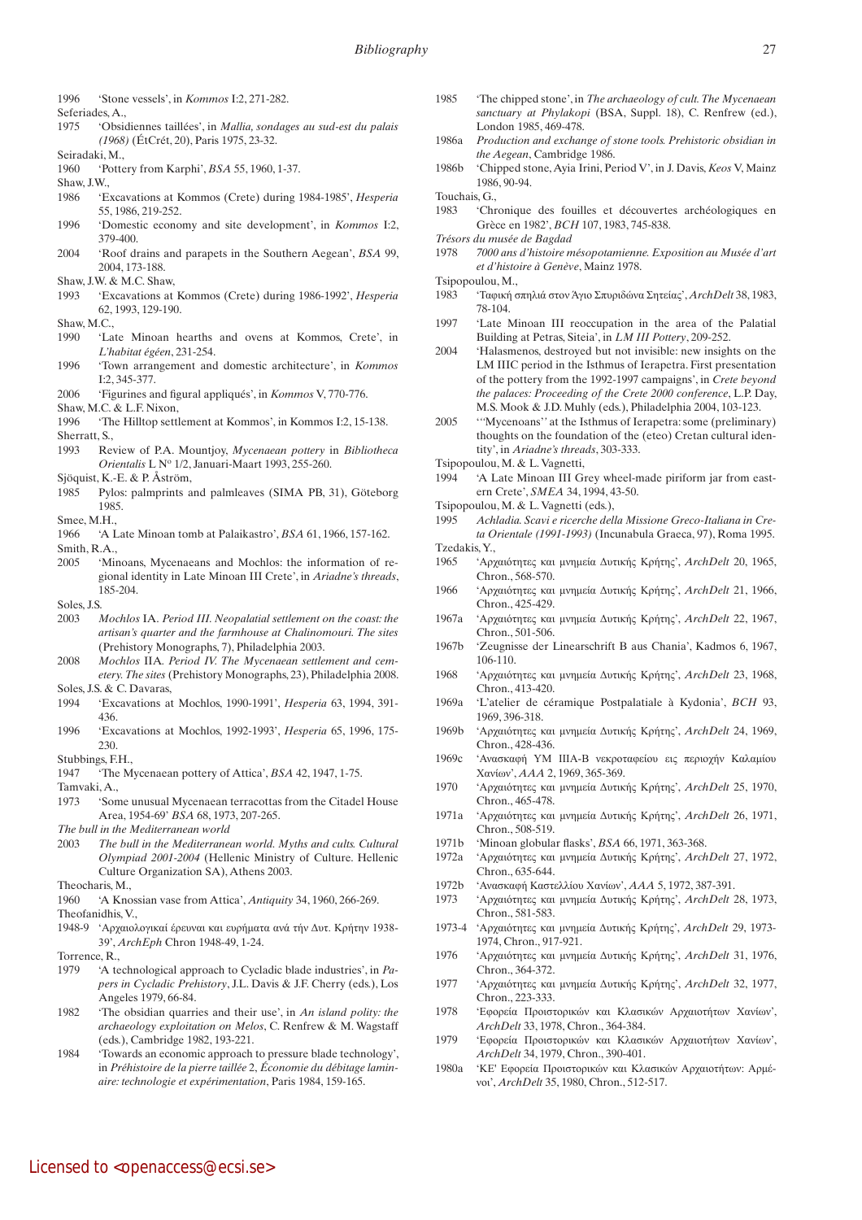1996 'Stone vessels', in *Kommos* I:2, 271-282.

Seferiades, A.,

1975 'Obsidiennes taillées', in *Mallia, sondages au sud-est du palais (1968)* (ÉtCrét, 20), Paris 1975, 23-32.

Seiradaki, M.,

1960 'Pottery from Karphi', *BSA* 55, 1960, 1-37.

Shaw, J.W.,

1986 'Excavations at Kommos (Crete) during 1984-1985', *Hesperia* 55, 1986, 219-252.

1996 'Domestic economy and site development', in *Kommos* I:2, 379-400.

2004 'Roof drains and parapets in the Southern Aegean', *BSA* 99, 2004, 173-188.

Shaw, J.W. & M.C. Shaw,

1993 'Excavations at Kommos (Crete) during 1986-1992', *Hesperia* 62, 1993, 129-190.

Shaw, M.C.,

1990 'Late Minoan hearths and ovens at Kommos, Crete', in *L'habitat égéen*, 231-254.

1996 'Town arrangement and domestic architecture', in *Kommos* I:2, 345-377.

2006 'Figurines and figural appliqués', in *Kommos* V, 770-776.

Shaw, M.C. & L.F. Nixon,

1996 'The Hilltop settlement at Kommos', in Kommos I:2, 15-138.

Sherratt, S.,

1993 Review of P.A. Mountjoy, *Mycenaean pottery* in *Bibliotheca Orientalis* L Nº 1/2, Januari-Maart 1993, 255-260.

Sjöquist, K.-E. & P. Åström,

1985 Pylos: palmprints and palmleaves (SIMA PB, 31), Göteborg 1985.

Smee, M.H.,

1966 'A Late Minoan tomb at Palaikastro', *BSA* 61, 1966, 157-162.

Smith, R.A.,

2005 'Minoans, Mycenaeans and Mochlos: the information of regional identity in Late Minoan III Crete', in *Ariadne's threads*, 185-204.

Soles, J.S.

2003 *Mochlos* IA. *Period III. Neopalatial settlement on the coast: the artisan's quarter and the farmhouse at Chalinomouri. The sites* (Prehistory Monographs, 7), Philadelphia 2003.

2008 *Mochlos* IIA. *Period IV. The Mycenaean settlement and cemetery. The sites* (Prehistory Monographs, 23), Philadelphia 2008.

Soles, J.S. & C. Davaras,

1994 'Excavations at Mochlos, 1990-1991', *Hesperia* 63, 1994, 391-436.

1996 'Excavations at Mochlos, 1992-1993', *Hesperia* 65, 1996, 175-230.

Stubbings, F.H.,

1947 'The Mycenaean pottery of Attica', *BSA* 42, 1947, 1-75.

Tamvaki, A.,

1973 'Some unusual Mycenaean terracottas from the Citadel House Area, 1954-69' *BSA* 68, 1973, 207-265.

*The bull in the Mediterranean world*

2003 *The bull in the Mediterranean world. Myths and cults. Cultural Olympiad 2001-2004* (Hellenic Ministry of Culture. Hellenic Culture Organization SA), Athens 2003.

Theocharis, M.,

1960 'A Knossian vase from Attica', *Antiquity* 34, 1960, 266-269.

Theofanidhis, V.,

1948-9 'Αρχαιολογικαί έρευναι και ευρήματα ανά τήν Δυτ. Κρήτην 1938-39', *ArchEph* Chron 1948-49, 1-24.

Torrence, R.,

1979 'A technological approach to Cycladic blade industries', in *Papers in Cycladic Prehistory*, J.L. Davis & J.F. Cherry (eds.), Los Angeles 1979, 66-84.

1982 'The obsidian quarries and their use', in *An island polity: the archaeology exploitation on Melos*, C. Renfrew & M. Wagstaff (eds.), Cambridge 1982, 193-221.

1984 'Towards an economic approach to pressure blade technology', in *Préhistoire de la pierre taillée* 2, *Économie du débitage laminaire: technologie et expérimentation*, Paris 1984, 159-165.

1985 'The chipped stone', in *The archaeology of cult. The Mycenaean sanctuary at Phylakopi* (BSA, Suppl. 18), C. Renfrew (ed.), London 1985, 469-478.

1986a *Production and exchange of stone tools. Prehistoric obsidian in the Aegean*, Cambridge 1986.

1986b 'Chipped stone, Ayia Irini, Period V', in J. Davis, *Keos* V, Mainz 1986, 90-94.

Touchais, G.,

1983 'Chronique des fouilles et découvertes archéologiques en Grèce en 1982', *BCH* 107, 1983, 745-838.

*Trésors du musée de Bagdad*

1978 *7000 ans d'histoire mésopotamienne. Exposition au Musée d'art et d'histoire à Genève*, Mainz 1978.

Tsipopoulou, M.,

1983 'Ταφική σπηλιά στον Άγιο Σπυριδώνα Σητείας', *ArchDelt* 38, 1983, 78-104.

1997 'Late Minoan III reoccupation in the area of the Palatial Building at Petras, Siteia', in *LM III Pottery*, 209-252.

2004 'Halasmenos, destroyed but not invisible: new insights on the LM IIIC period in the Isthmus of Ierapetra. First presentation of the pottery from the 1992-1997 campaigns', in *Crete beyond the palaces: Proceeding of the Crete 2000 conference*, L.P. Day, M.S. Mook & J.D. Muhly (eds.), Philadelphia 2004, 103-123.

2005 '"Mycenoans" at the Isthmus of Ierapetra: some (preliminary) thoughts on the foundation of the (eteo) Cretan cultural identity', in *Ariadne's threads*, 303-333.

Tsipopoulou, M. & L. Vagnetti,

1994 'A Late Minoan III Grey wheel-made piriform jar from eastern Crete', *SMEA* 34, 1994, 43-50.

Tsipopoulou, M. & L. Vagnetti (eds.),

1995 *Achladia. Scavi e ricerche della Missione Greco-Italiana in Creta Orientale (1991-1993)* (Incunabula Graeca, 97), Roma 1995.

Tzedakis, Y.,

1965 'Αρχαιότητες και μνημεία Δυτικής Κρήτης', *ArchDelt* 20, 1965, Chron., 568-570.

1966 'Αρχαιότητες και μνημεία Δυτικής Κρήτης', *ArchDelt* 21, 1966, Chron., 425-429.

1967a 'Αρχαιότητες και μνημεία Δυτικής Κρήτης', *ArchDelt* 22, 1967, Chron., 501-506.

1967b 'Zeugnisse der Linearschrift B aus Chania', Kadmos 6, 1967, 106-110.

1968 'Αρχαιότητες και μνημεία Δυτικής Κρήτης', *ArchDelt* 23, 1968, Chron., 413-420.

1969a 'L'atelier de céramique Postpalatiale à Kydonia', *BCH* 93, 1969, 396-318.

1969b 'Αρχαιότητες και μνημεία Δυτικής Κρήτης', *ArchDelt* 24, 1969, Chron., 428-436.

1969c 'Ανασκαφή ΥΜ ΙΙΙΑ-Β νεκροταφείου εις περιοχήν Καλαμίου Χανίων', *AAA* 2, 1969, 365-369.

1970 'Αρχαιότητες και μνημεία Δυτικής Κρήτης', *ArchDelt* 25, 1970, Chron., 465-478.

1971a 'Αρχαιότητες και μνημεία Δυτικής Κρήτης', *ArchDelt* 26, 1971, Chron., 508-519.

1971b 'Minoan globular flasks', *BSA* 66, 1971, 363-368.

1972a 'Αρχαιότητες και μνημεία Δυτικής Κρήτης', *ArchDelt* 27, 1972, Chron., 635-644.

1972b 'Ανασκαφή Καστελλίου Χανίων', *AAA* 5, 1972, 387-391.

1973 'Αρχαιότητες και μνημεία Δυτικής Κρήτης', *ArchDelt* 28, 1973, Chron., 581-583.

1973-4 'Αρχαιότητες και μνημεία Δυτικής Κρήτης', *ArchDelt* 29, 1973-1974, Chron., 917-921.

1976 'Αρχαιότητες και μνημεία Δυτικής Κρήτης', *ArchDelt* 31, 1976, Chron., 364-372.

1977 'Αρχαιότητες και μνημεία Δυτικής Κρήτης', *ArchDelt* 32, 1977, Chron., 223-333.

1978 'Εφορεία Προιστορικών και Κλασικών Αρχαιοτήτων Χανίων', *ArchDelt* 33, 1978, Chron., 364-384.

1979 'Εφορεία Προιστορικών και Κλασικών Αρχαιοτήτων Χανίων', *ArchDelt* 34, 1979, Chron., 390-401.

1980a 'ΚΕ' Εφορεία Προιστορικών και Κλασικών Αρχαιοτήτων: Αρμένοι', *ArchDelt* 35, 1980, Chron., 512-517.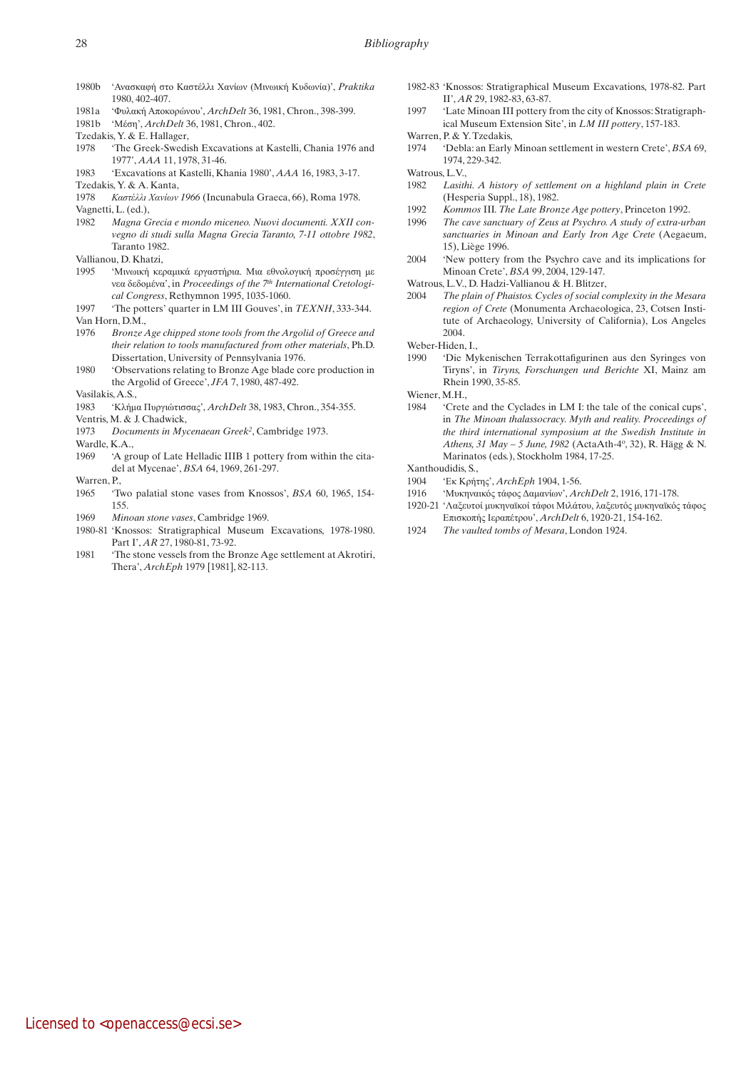1980b 'Ανασκαφή στο Καστέλλι Χανίων (Μινωική Κυδωνία)', *Praktika* 1980, 402-407.

1981a 'Φυλακή Αποκορώνου', *ArchDelt* 36, 1981, Chron., 398-399.

1981b 'Μέση', *ArchDelt* 36, 1981, Chron., 402.

Tzedakis, Y. & E. Hallager,

1978 'The Greek-Swedish Excavations at Kastelli, Chania 1976 and 1977', *AAA* 11, 1978, 31-46.

1983 'Excavations at Kastelli, Khania 1980', *AAA* 16, 1983, 3-17.

Tzedakis, Y. & A. Kanta,

1978 *Καστέλλι Χανίων 1966* (Incunabula Graeca, 66), Roma 1978.

Vagnetti, L. (ed.),

1982 *Magna Grecia e mondo miceneo. Nuovi documenti. XXII convegno di studi sulla Magna Grecia Taranto, 7-11 ottobre 1982*, Taranto 1982.

Vallianou, D. Khatzi,

1995 'Μινωική κεραμικά εργαστήρια. Μια εθνολογική προσέγγιση με νεα δεδομένα', in *Proceedings of the 7th International Cretological Congress*, Rethymnon 1995, 1035-1060.

1997 'The potters' quarter in LM III Gouves', in *TEXNH*, 333-344.

Van Horn, D.M.,

1976 *Bronze Age chipped stone tools from the Argolid of Greece and their relation to tools manufactured from other materials*, Ph.D. Dissertation, University of Pennsylvania 1976.

1980 'Observations relating to Bronze Age blade core production in the Argolid of Greece', *JFA* 7, 1980, 487-492.

Vasilakis, A.S.,

1983 'Κλήμα Πυργιώτισσας', *ArchDelt* 38, 1983, Chron., 354-355.

Ventris, M. & J. Chadwick,

1973 *Documents in Mycenaean Greek²*, Cambridge 1973.

Wardle, K.A.,

1969 'A group of Late Helladic IIIB 1 pottery from within the citadel at Mycenae', *BSA* 64, 1969, 261-297.

Warren, P.,

1965 'Two palatial stone vases from Knossos', *BSA* 60, 1965, 154-155.

1969 *Minoan stone vases*, Cambridge 1969.

1980-81 'Knossos: Stratigraphical Museum Excavations, 1978-1980. Part I', *AR* 27, 1980-81, 73-92.

1981 'The stone vessels from the Bronze Age settlement at Akrotiri, Thera', *ArchEph* 1979 [1981], 82-113.

1982-83 'Knossos: Stratigraphical Museum Excavations, 1978-82. Part II', *AR* 29, 1982-83, 63-87.

1997 'Late Minoan III pottery from the city of Knossos: Stratigraphical Museum Extension Site', in *LM III pottery*, 157-183.

Warren, P. & Y. Tzedakis,

1974 'Debla: an Early Minoan settlement in western Crete', *BSA* 69, 1974, 229-342.

Watrous, L.V.,

1982 *Lasithi. A history of settlement on a highland plain in Crete* (Hesperia Suppl., 18), 1982.

1992 *Kommos* III. *The Late Bronze Age pottery*, Princeton 1992.

1996 *The cave sanctuary of Zeus at Psychro. A study of extra-urban sanctuaries in Minoan and Early Iron Age Crete* (Aegaeum, 15), Liège 1996.

2004 'New pottery from the Psychro cave and its implications for Minoan Crete', *BSA* 99, 2004, 129-147.

Watrous, L.V., D. Hadzi-Vallianou & H. Blitzer,

2004 *The plain of Phaistos. Cycles of social complexity in the Mesara region of Crete* (Monumenta Archaeologica, 23, Cotsen Institute of Archaeology, University of California), Los Angeles 2004.

Weber-Hiden, I.,

1990 'Die Mykenischen Terrakottafigurinen aus den Syringes von Tiryns', in *Tiryns, Forschungen und Berichte* XI, Mainz am Rhein 1990, 35-85.

Wiener, M.H.,

1984 'Crete and the Cyclades in LM I: the tale of the conical cups', in *The Minoan thalassocracy. Myth and reality. Proceedings of the third international symposium at the Swedish Institute in Athens, 31 May – 5 June, 1982* (ActaAth-4°, 32), R. Hägg & N. Marinatos (eds.), Stockholm 1984, 17-25.

Xanthoudidis, S.,

1904 'Εκ Κρήτης', *ArchEph* 1904, 1-56.

1916 'Μυκηναικός τάφος Δαμανίων', *ArchDelt* 2, 1916, 171-178.

1920-21 'Λαξευτοί μυκηναϊκοί τάφοι Μιλάτου, λαξευτός μυκηναϊκός τάφος Επισκοπής Ιεραπέτρου', *ArchDelt* 6, 1920-21, 154-162.

1924 *The vaulted tombs of Mesara*, London 1924.